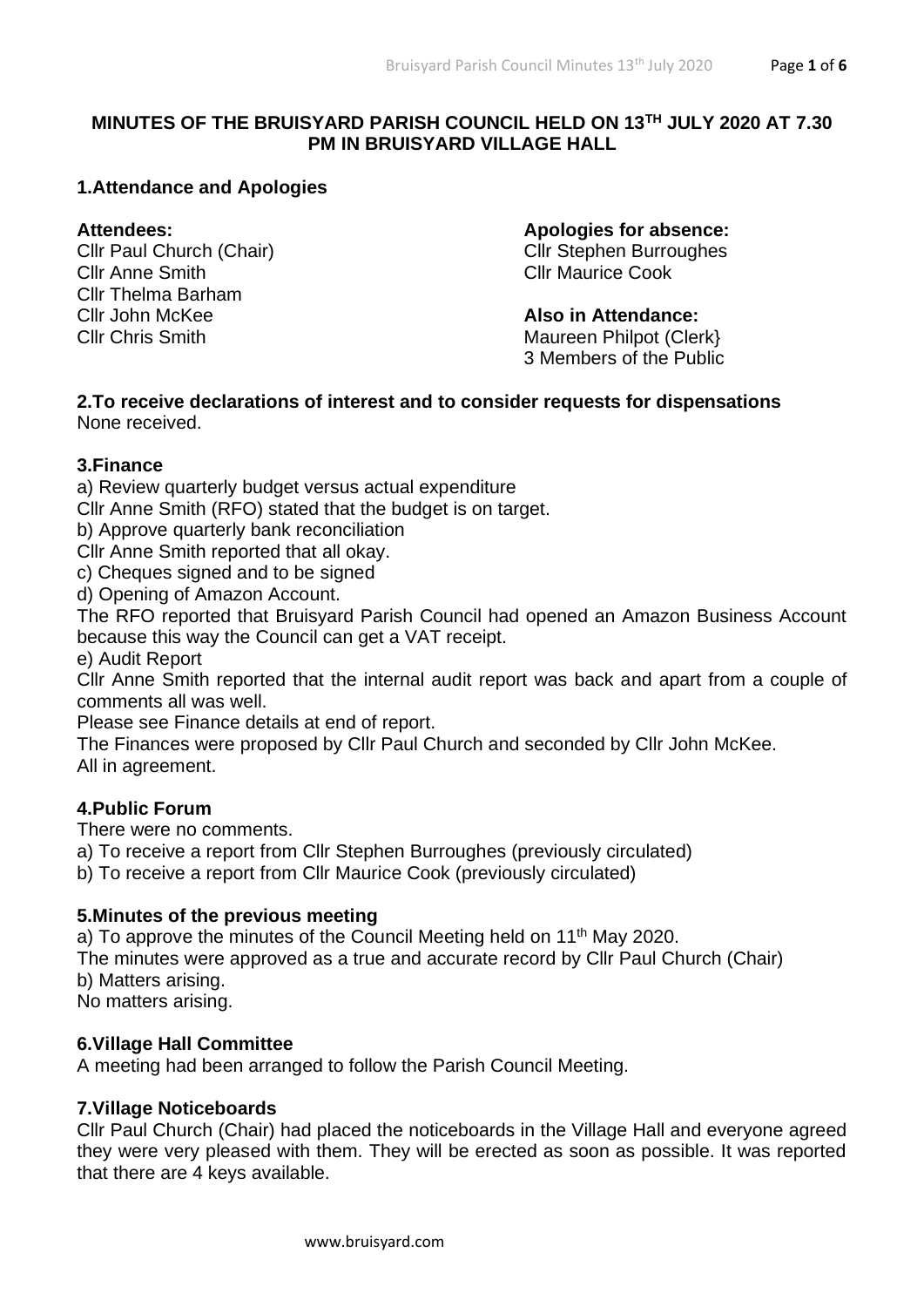**MINUTES OF THE BRUISYARD PARISH COUNCIL HELD ON 13TH JULY 2020 AT 7.30 PM IN BRUISYARD VILLAGE HALL**

## 1.Attendance and Apologies

**Attendees:**
Cllr Paul Church (Chair)
Cllr Anne Smith
Cllr Thelma Barham
Cllr John McKee
Cllr Chris Smith

**Apologies for absence:**
Cllr Stephen Burroughes
Cllr Maurice Cook

**Also in Attendance:**
Maureen Philpot (Clerk}
3 Members of the Public

## 2.To receive declarations of interest and to consider requests for dispensations

None received.

## 3.Finance

a) Review quarterly budget versus actual expenditure
Cllr Anne Smith (RFO) stated that the budget is on target.
b) Approve quarterly bank reconciliation
Cllr Anne Smith reported that all okay.
c) Cheques signed and to be signed
d) Opening of Amazon Account.
The RFO reported that Bruisyard Parish Council had opened an Amazon Business Account because this way the Council can get a VAT receipt.
e) Audit Report
Cllr Anne Smith reported that the internal audit report was back and apart from a couple of comments all was well.
Please see Finance details at end of report.
The Finances were proposed by Cllr Paul Church and seconded by Cllr John McKee.
All in agreement.

## 4.Public Forum

There were no comments.
a) To receive a report from Cllr Stephen Burroughes (previously circulated)
b) To receive a report from Cllr Maurice Cook (previously circulated)

## 5.Minutes of the previous meeting

a) To approve the minutes of the Council Meeting held on 11th May 2020.
The minutes were approved as a true and accurate record by Cllr Paul Church (Chair)
b) Matters arising.
No matters arising.

## 6.Village Hall Committee

A meeting had been arranged to follow the Parish Council Meeting.

## 7.Village Noticeboards

Cllr Paul Church (Chair) had placed the noticeboards in the Village Hall and everyone agreed they were very pleased with them. They will be erected as soon as possible. It was reported that there are 4 keys available.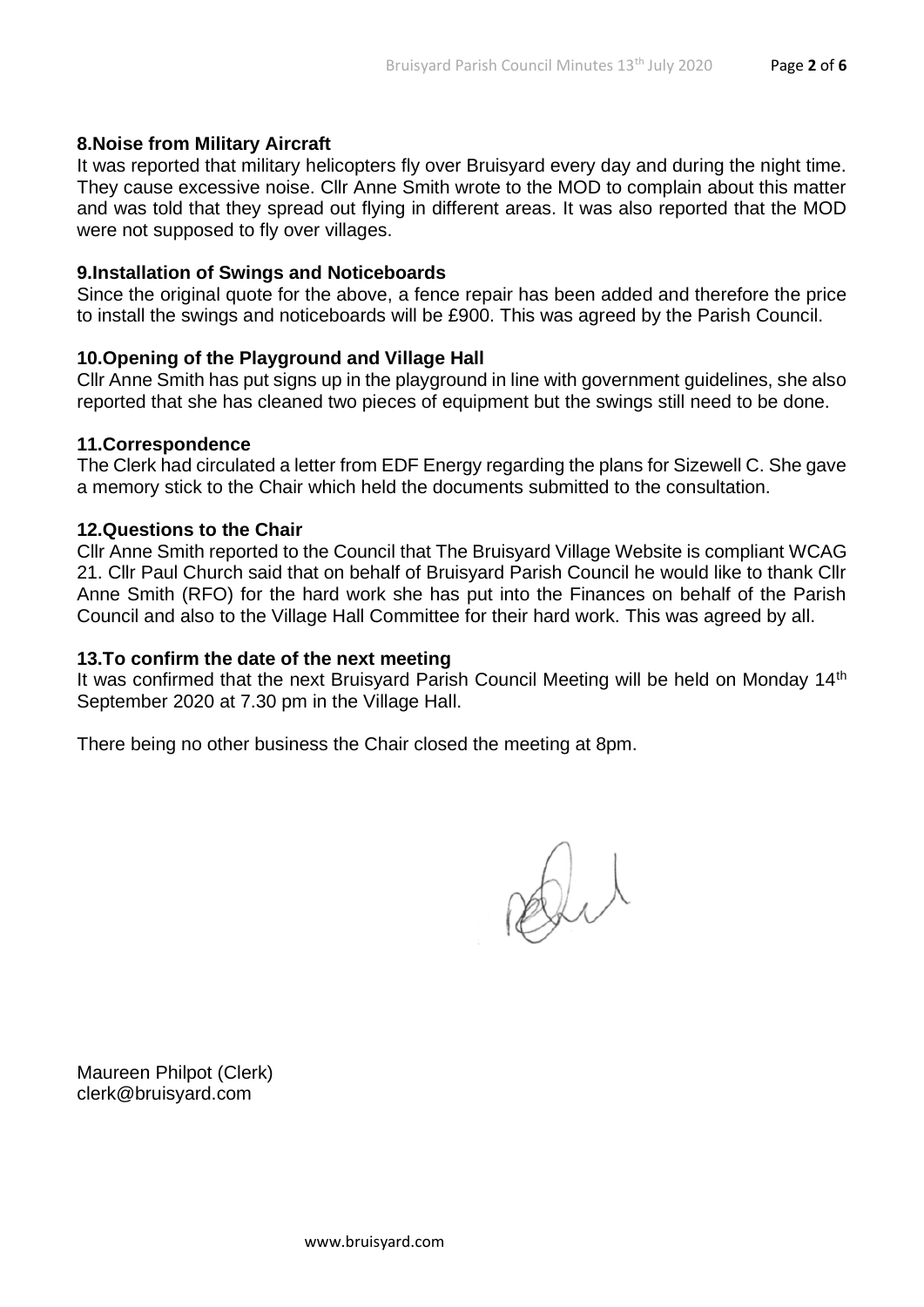### 8.Noise from Military Aircraft

It was reported that military helicopters fly over Bruisyard every day and during the night time. They cause excessive noise. Cllr Anne Smith wrote to the MOD to complain about this matter and was told that they spread out flying in different areas. It was also reported that the MOD were not supposed to fly over villages.

### 9.Installation of Swings and Noticeboards

Since the original quote for the above, a fence repair has been added and therefore the price to install the swings and noticeboards will be £900. This was agreed by the Parish Council.

### 10.Opening of the Playground and Village Hall

Cllr Anne Smith has put signs up in the playground in line with government guidelines, she also reported that she has cleaned two pieces of equipment but the swings still need to be done.

### 11.Correspondence

The Clerk had circulated a letter from EDF Energy regarding the plans for Sizewell C. She gave a memory stick to the Chair which held the documents submitted to the consultation.

### 12.Questions to the Chair

Cllr Anne Smith reported to the Council that The Bruisyard Village Website is compliant WCAG 21. Cllr Paul Church said that on behalf of Bruisyard Parish Council he would like to thank Cllr Anne Smith (RFO) for the hard work she has put into the Finances on behalf of the Parish Council and also to the Village Hall Committee for their hard work. This was agreed by all.

### 13.To confirm the date of the next meeting

It was confirmed that the next Bruisyard Parish Council Meeting will be held on Monday 14th September 2020 at 7.30 pm in the Village Hall.

There being no other business the Chair closed the meeting at 8pm.

Maureen Philpot (Clerk)
clerk@bruisyard.com

www.bruisyard.com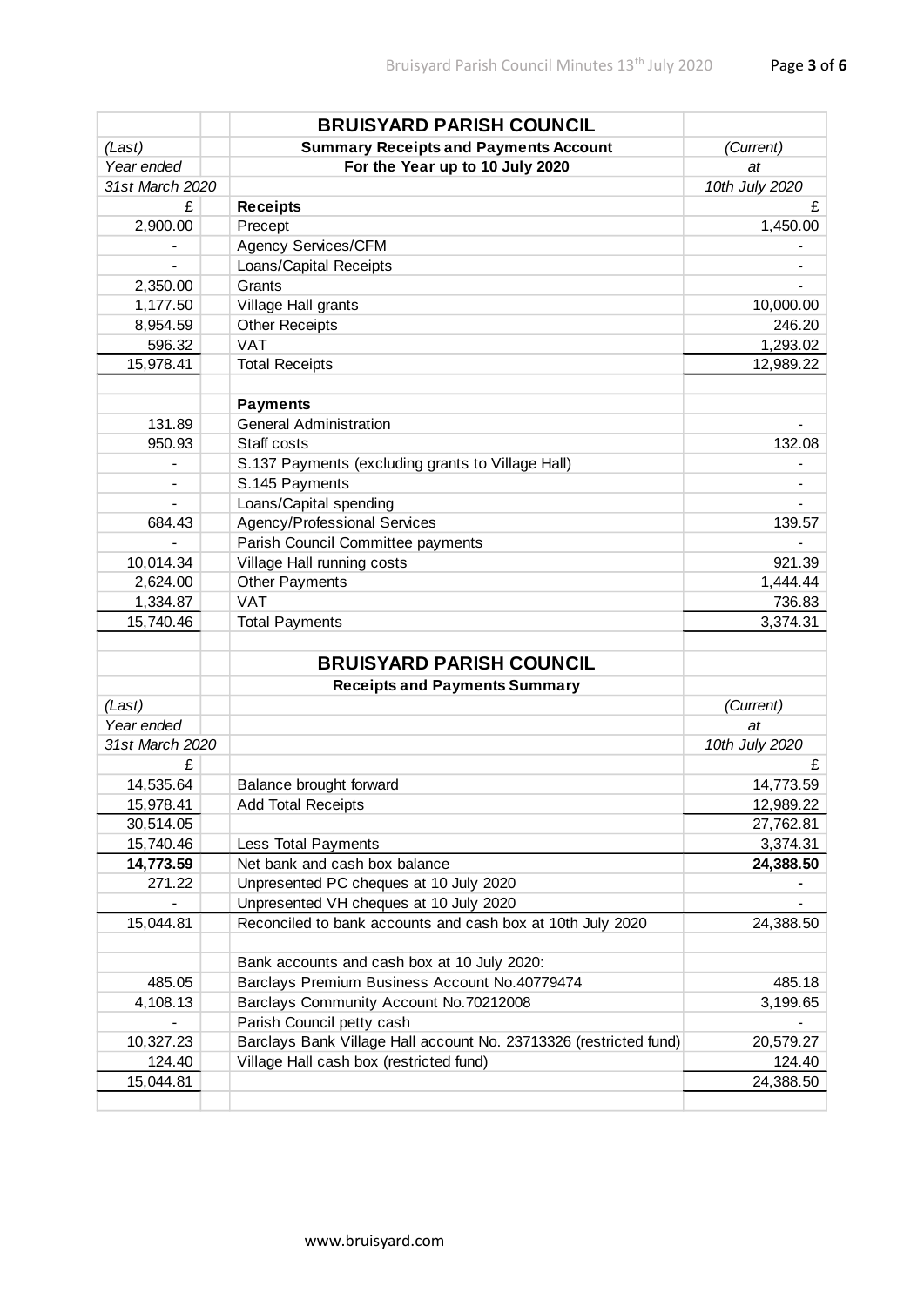## BRUISYARD PARISH COUNCIL

| *(Last)* | **Summary Receipts and Payments Account** | *(Current)* |
|---|---|---|
| *Year ended* | **For the Year up to 10 July 2020** | *at* |
| *31st March 2020* | | *10th July 2020* |
| £ | **Receipts** | £ |
| 2,900.00 | Precept | 1,450.00 |
| - | Agency Services/CFM | - |
| - | Loans/Capital Receipts | - |
| 2,350.00 | Grants | - |
| 1,177.50 | Village Hall grants | 10,000.00 |
| 8,954.59 | Other Receipts | 246.20 |
| 596.32 | VAT | 1,293.02 |
| 15,978.41 | Total Receipts | 12,989.22 |
| | | |
| | **Payments** | |
| 131.89 | General Administration | - |
| 950.93 | Staff costs | 132.08 |
| - | S.137 Payments (excluding grants to Village Hall) | - |
| - | S.145 Payments | - |
| - | Loans/Capital spending | - |
| 684.43 | Agency/Professional Services | 139.57 |
| - | Parish Council Committee payments | - |
| 10,014.34 | Village Hall running costs | 921.39 |
| 2,624.00 | Other Payments | 1,444.44 |
| 1,334.87 | VAT | 736.83 |
| 15,740.46 | Total Payments | 3,374.31 |

## BRUISYARD PARISH COUNCIL

| *(Last)* | **Receipts and Payments Summary** | *(Current)* |
|---|---|---|
| *Year ended* | | *at* |
| *31st March 2020* | | *10th July 2020* |
| £ | | £ |
| 14,535.64 | Balance brought forward | 14,773.59 |
| 15,978.41 | Add Total Receipts | 12,989.22 |
| 30,514.05 | | 27,762.81 |
| 15,740.46 | Less Total Payments | 3,374.31 |
| **14,773.59** | Net bank and cash box balance | **24,388.50** |
| 271.22 | Unpresented PC cheques at 10 July 2020 | **-** |
| - | Unpresented VH cheques at 10 July 2020 | - |
| 15,044.81 | Reconciled to bank accounts and cash box at 10th July 2020 | 24,388.50 |
| | | |
| | Bank accounts and cash box at 10 July 2020: | |
| 485.05 | Barclays Premium Business Account No.40779474 | 485.18 |
| 4,108.13 | Barclays Community Account No.70212008 | 3,199.65 |
| - | Parish Council petty cash | - |
| 10,327.23 | Barclays Bank Village Hall account No. 23713326 (restricted fund) | 20,579.27 |
| 124.40 | Village Hall cash box (restricted fund) | 124.40 |
| 15,044.81 | | 24,388.50 |

www.bruisyard.com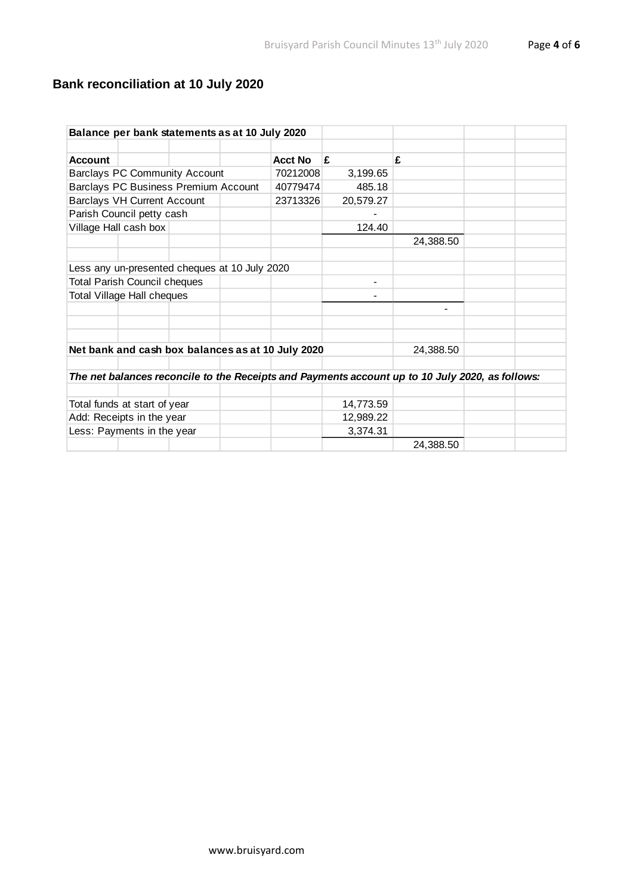## Bank reconciliation at 10 July 2020

| **Balance per bank statements as at 10 July 2020** | | | |
|---|---|---|---|
| | | | |
| **Account** | **Acct No** | **£** | **£** |
| Barclays PC Community Account | 70212008 | 3,199.65 | |
| Barclays PC Business Premium Account | 40779474 | 485.18 | |
| Barclays VH Current Account | 23713326 | 20,579.27 | |
| Parish Council petty cash | | - | |
| Village Hall cash box | | 124.40 | |
| | | | 24,388.50 |
| | | | |
| Less any un-presented cheques at 10 July 2020 | | | |
| Total Parish Council cheques | | - | |
| Total Village Hall cheques | | - | |
| | | | - |
| | | | |
| **Net bank and cash box balances as at 10 July 2020** | | | 24,388.50 |
| | | | |
| ***The net balances reconcile to the Receipts and Payments account up to 10 July 2020, as follows:*** | | | |
| | | | |
| Total funds at start of year | | 14,773.59 | |
| Add: Receipts in the year | | 12,989.22 | |
| Less: Payments in the year | | 3,374.31 | |
| | | | 24,388.50 |

www.bruisyard.com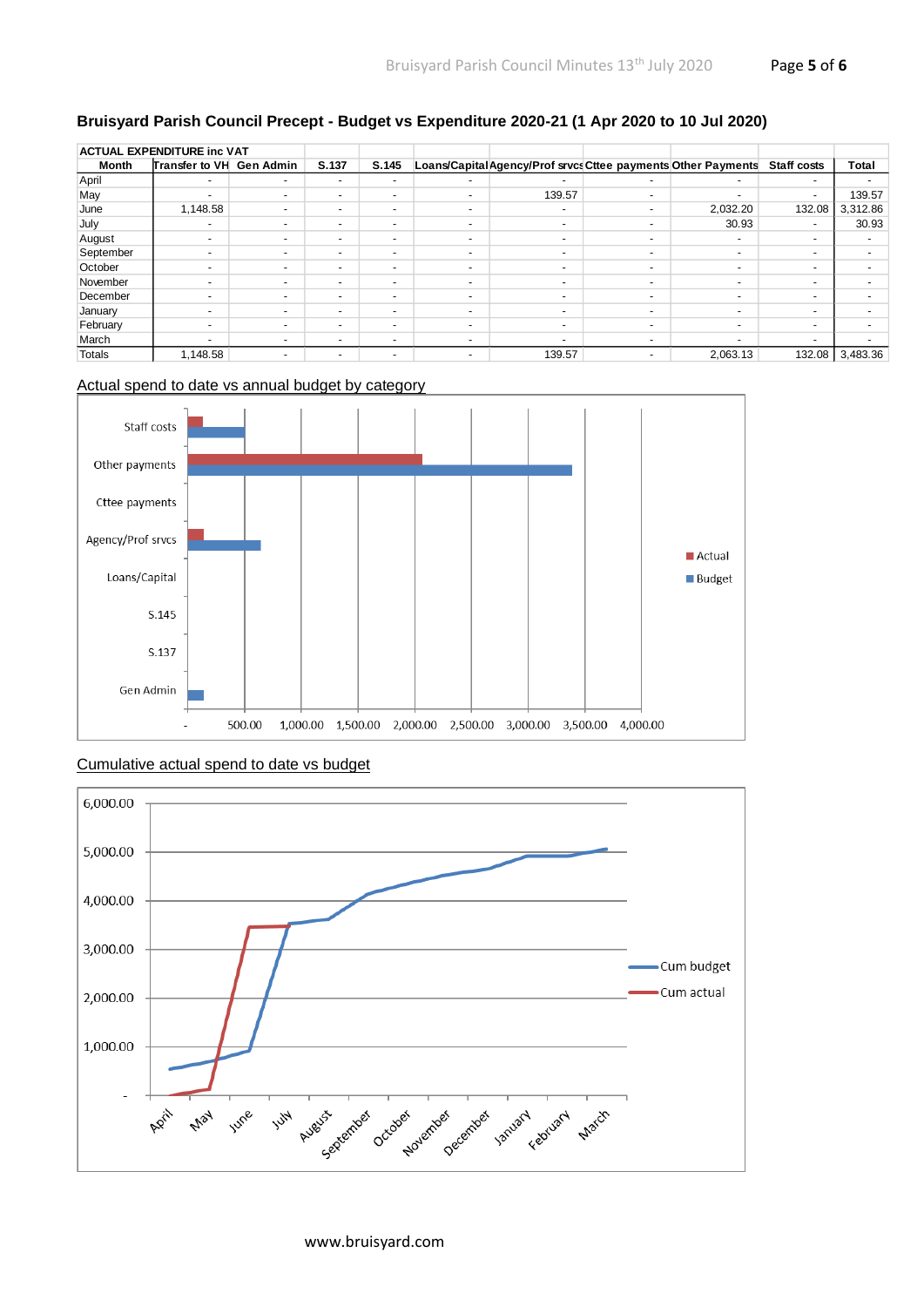## Bruisyard Parish Council Precept - Budget vs Expenditure 2020-21 (1 Apr 2020 to 10 Jul 2020)

| ACTUAL EXPENDITURE inc VAT | | | | | | | | | | |
|---|---|---|---|---|---|---|---|---|---|---|
| **Month** | **Transfer to VH** | **Gen Admin** | **S.137** | **S.145** | **Loans/Capital** | **Agency/Prof srvcs** | **Cttee payments** | **Other Payments** | **Staff costs** | **Total** |
| April | - | - | - | - | - | - | - | - | - | - |
| May | - | - | - | - | - | 139.57 | - | - | - | 139.57 |
| June | 1,148.58 | - | - | - | - | - | - | 2,032.20 | 132.08 | 3,312.86 |
| July | - | - | - | - | - | - | - | 30.93 | - | 30.93 |
| August | - | - | - | - | - | - | - | - | - | - |
| September | - | - | - | - | - | - | - | - | - | - |
| October | - | - | - | - | - | - | - | - | - | - |
| November | - | - | - | - | - | - | - | - | - | - |
| December | - | - | - | - | - | - | - | - | - | - |
| January | - | - | - | - | - | - | - | - | - | - |
| February | - | - | - | - | - | - | - | - | - | - |
| March | - | - | - | - | - | - | - | - | - | - |
| Totals | 1,148.58 | - | - | - | - | 139.57 | - | 2,063.13 | 132.08 | 3,483.36 |

Actual spend to date vs annual budget by category

Cumulative actual spend to date vs budget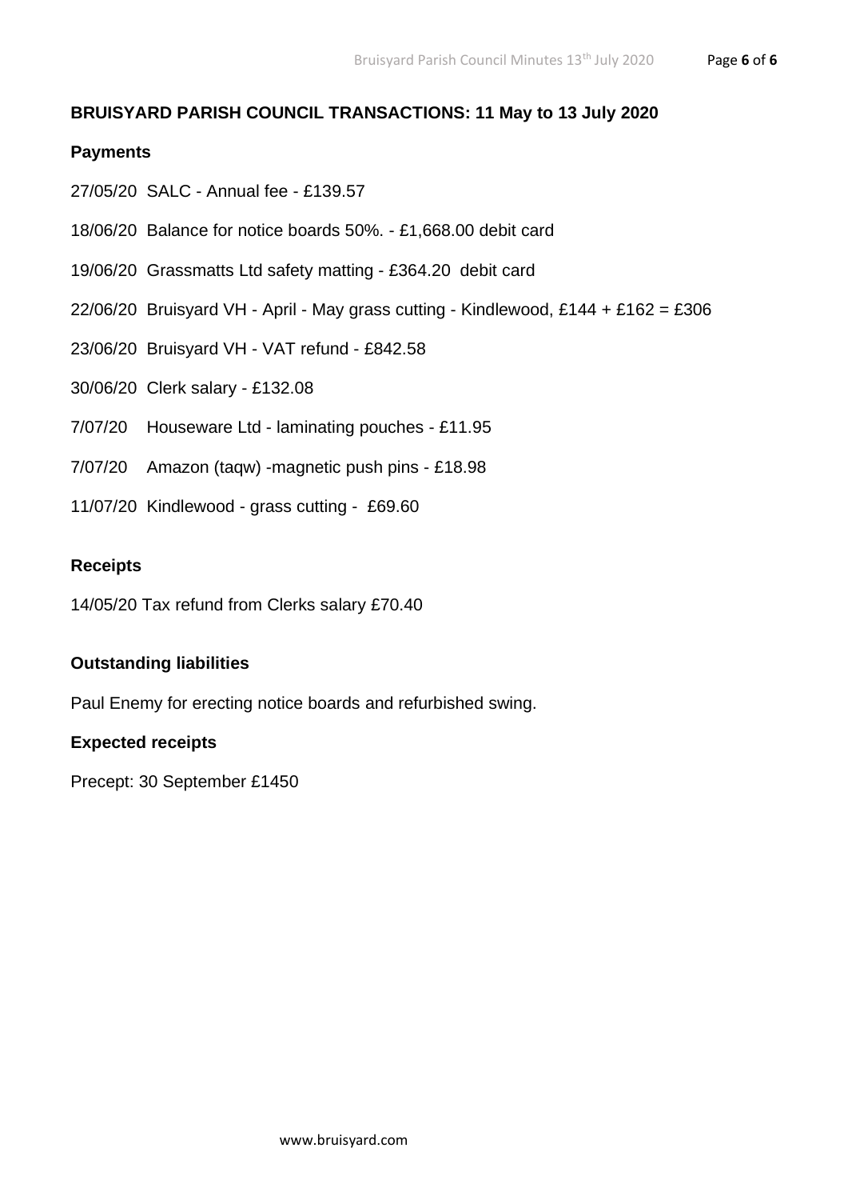## BRUISYARD PARISH COUNCIL TRANSACTIONS: 11 May to 13 July 2020

### Payments

27/05/20 SALC - Annual fee - £139.57

18/06/20 Balance for notice boards 50%. - £1,668.00 debit card

19/06/20 Grassmatts Ltd safety matting - £364.20 debit card

22/06/20 Bruisyard VH - April - May grass cutting - Kindlewood, £144 + £162 = £306

23/06/20 Bruisyard VH - VAT refund - £842.58

30/06/20 Clerk salary - £132.08

7/07/20 Houseware Ltd - laminating pouches - £11.95

7/07/20 Amazon (taqw) -magnetic push pins - £18.98

11/07/20 Kindlewood - grass cutting - £69.60

### Receipts

14/05/20 Tax refund from Clerks salary £70.40

### Outstanding liabilities

Paul Enemy for erecting notice boards and refurbished swing.

### Expected receipts

Precept: 30 September £1450

www.bruisyard.com